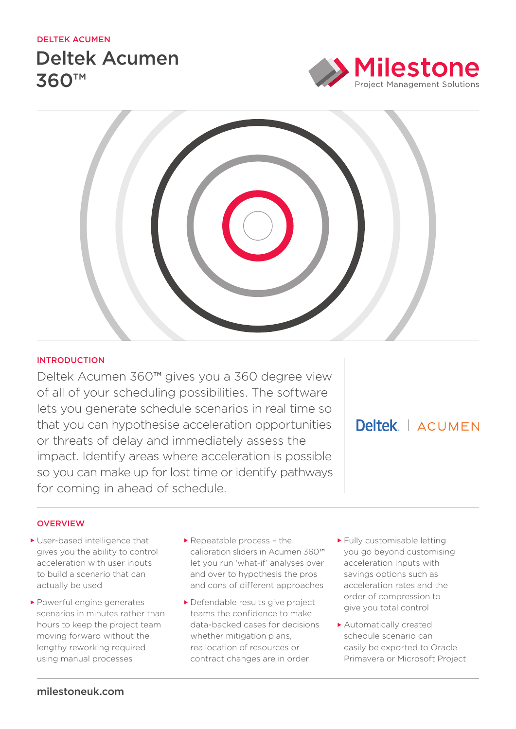DELTEK ACUMEN

# Deltek Acumen 360™

Milestone
Project Management Solutions

## INTRODUCTION

Deltek Acumen 360™ gives you a 360 degree view of all of your scheduling possibilities. The software lets you generate schedule scenarios in real time so that you can hypothesise acceleration opportunities or threats of delay and immediately assess the impact. Identify areas where acceleration is possible so you can make up for lost time or identify pathways for coming in ahead of schedule.

Deltek. | ACUMEN

## OVERVIEW

- User-based intelligence that gives you the ability to control acceleration with user inputs to build a scenario that can actually be used
- Powerful engine generates scenarios in minutes rather than hours to keep the project team moving forward without the lengthy reworking required using manual processes
- Repeatable process – the calibration sliders in Acumen 360™ let you run 'what-if' analyses over and over to hypothesis the pros and cons of different approaches
- Defendable results give project teams the confidence to make data-backed cases for decisions whether mitigation plans, reallocation of resources or contract changes are in order
- Fully customisable letting you go beyond customising acceleration inputs with savings options such as acceleration rates and the order of compression to give you total control
- Automatically created schedule scenario can easily be exported to Oracle Primavera or Microsoft Project

milestoneuk.com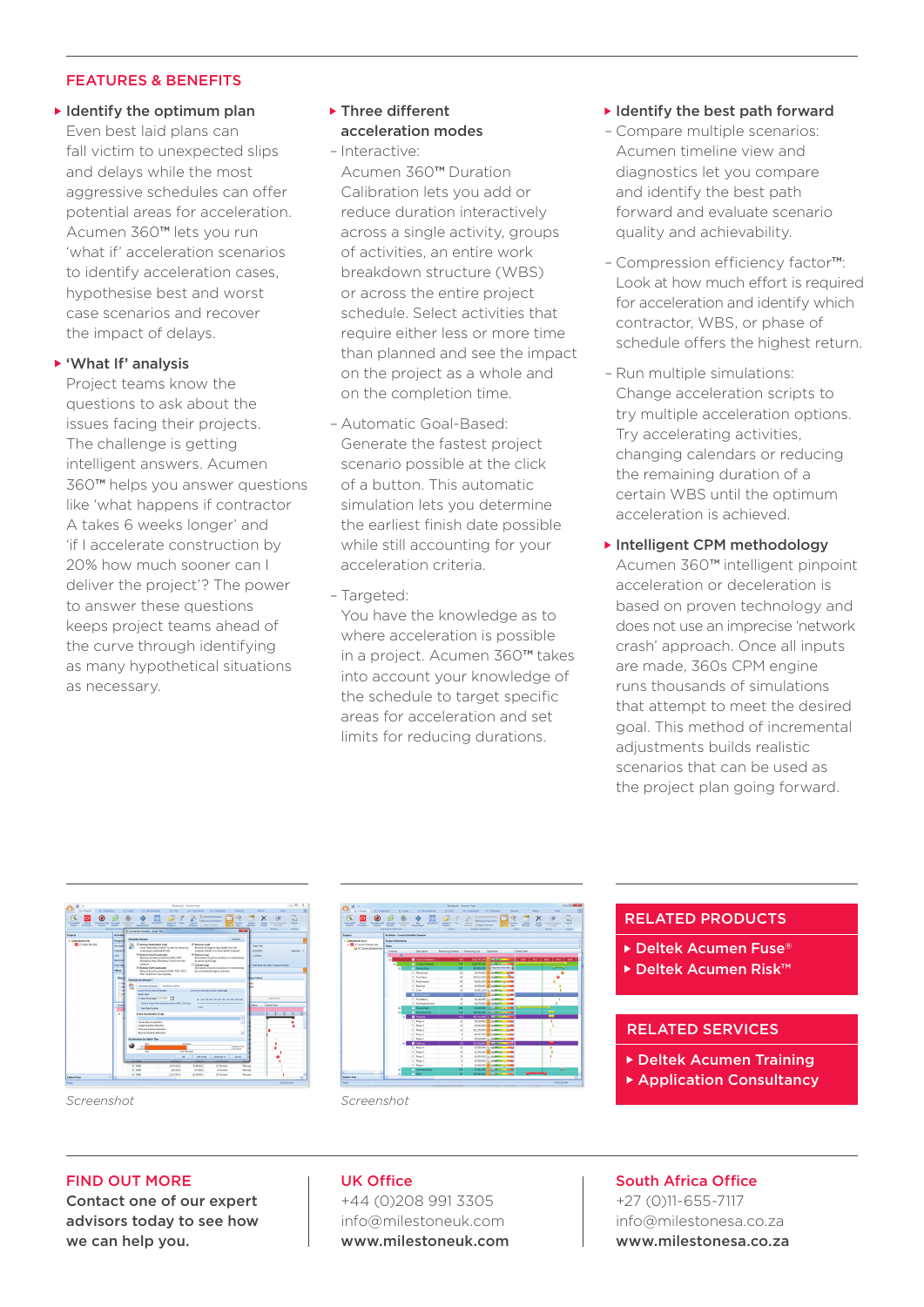## FEATURES & BENEFITS

### Identify the optimum plan

Even best laid plans can fall victim to unexpected slips and delays while the most aggressive schedules can offer potential areas for acceleration. Acumen 360™ lets you run 'what if' acceleration scenarios to identify acceleration cases, hypothesise best and worst case scenarios and recover the impact of delays.

### 'What If' analysis

Project teams know the questions to ask about the issues facing their projects. The challenge is getting intelligent answers. Acumen 360™ helps you answer questions like 'what happens if contractor A takes 6 weeks longer' and 'if I accelerate construction by 20% how much sooner can I deliver the project'? The power to answer these questions keeps project teams ahead of the curve through identifying as many hypothetical situations as necessary.

### Three different acceleration modes

- Interactive:
  Acumen 360™ Duration Calibration lets you add or reduce duration interactively across a single activity, groups of activities, an entire work breakdown structure (WBS) or across the entire project schedule. Select activities that require either less or more time than planned and see the impact on the project as a whole and on the completion time.
- Automatic Goal-Based:
  Generate the fastest project scenario possible at the click of a button. This automatic simulation lets you determine the earliest finish date possible while still accounting for your acceleration criteria.
- Targeted:
  You have the knowledge as to where acceleration is possible in a project. Acumen 360™ takes into account your knowledge of the schedule to target specific areas for acceleration and set limits for reducing durations.

### Identify the best path forward

- Compare multiple scenarios:
  Acumen timeline view and diagnostics let you compare and identify the best path forward and evaluate scenario quality and achievability.
- Compression efficiency factor™:
  Look at how much effort is required for acceleration and identify which contractor, WBS, or phase of schedule offers the highest return.
- Run multiple simulations:
  Change acceleration scripts to try multiple acceleration options. Try accelerating activities, changing calendars or reducing the remaining duration of a certain WBS until the optimum acceleration is achieved.

### Intelligent CPM methodology

Acumen 360™ intelligent pinpoint acceleration or deceleration is based on proven technology and does not use an imprecise 'network crash' approach. Once all inputs are made, 360s CPM engine runs thousands of simulations that attempt to meet the desired goal. This method of incremental adjustments builds realistic scenarios that can be used as the project plan going forward.

*Screenshot*

*Screenshot*

## RELATED PRODUCTS

- Deltek Acumen Fuse®
- Deltek Acumen Risk™

## RELATED SERVICES

- Deltek Acumen Training
- Application Consultancy

## FIND OUT MORE

**Contact one of our expert advisors today to see how we can help you.**

**UK Office**
+44 (0)208 991 3305
info@milestoneuk.com
**www.milestoneuk.com**

**South Africa Office**
+27 (0)11-655-7117
info@milestonesa.co.za
**www.milestonesa.co.za**